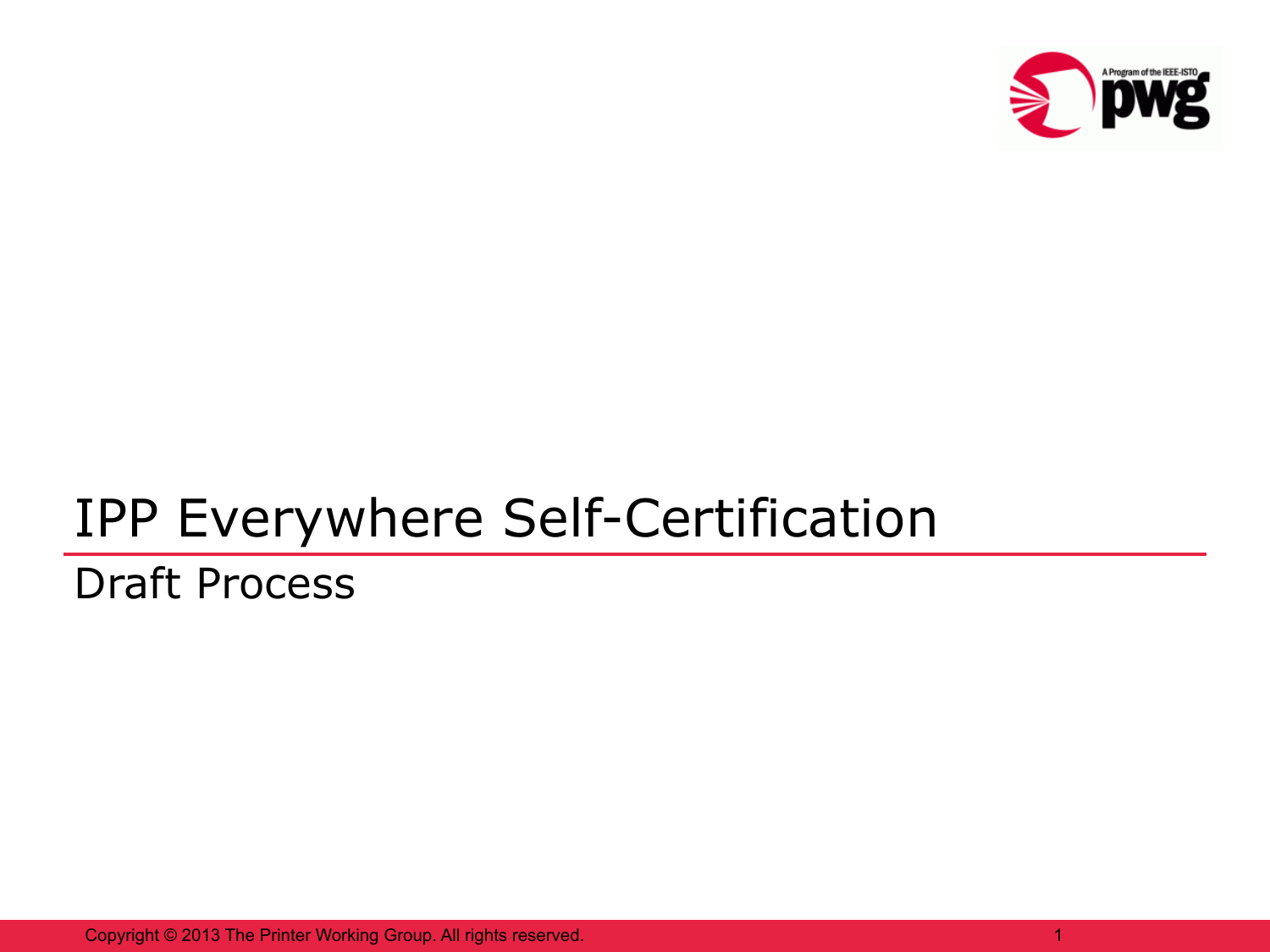# IPP Everywhere Self-Certification

## Draft Process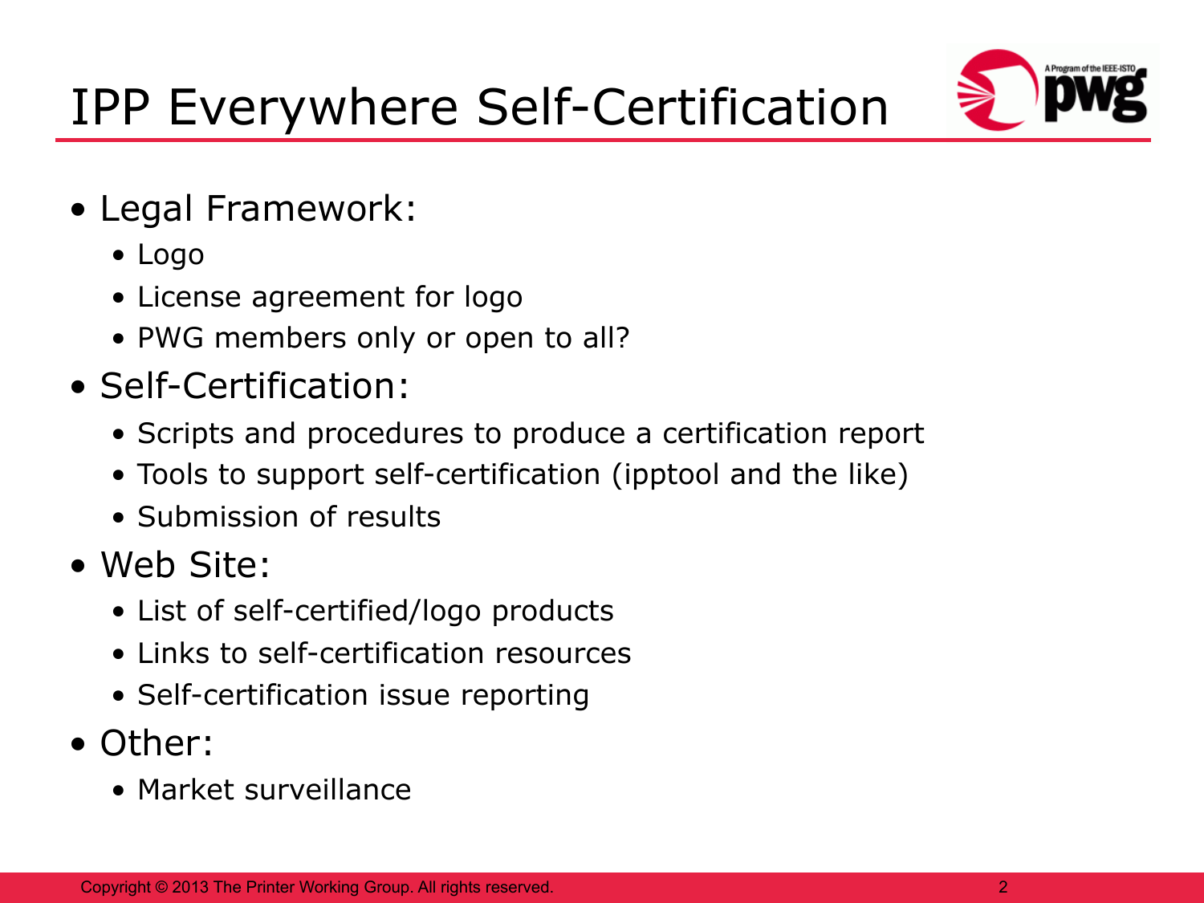# IPP Everywhere Self-Certification

- Legal Framework:
  - Logo
  - License agreement for logo
  - PWG members only or open to all?
- Self-Certification:
  - Scripts and procedures to produce a certification report
  - Tools to support self-certification (ipptool and the like)
  - Submission of results
- Web Site:
  - List of self-certified/logo products
  - Links to self-certification resources
  - Self-certification issue reporting
- Other:
  - Market surveillance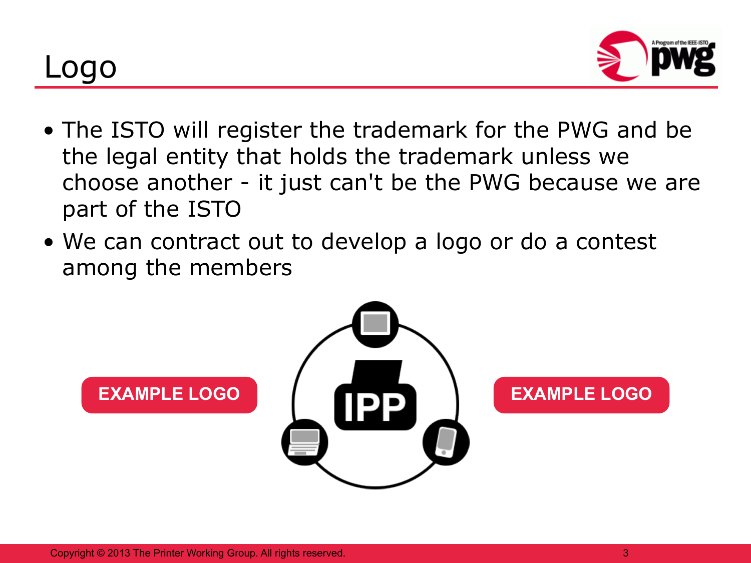# Logo

- The ISTO will register the trademark for the PWG and be the legal entity that holds the trademark unless we choose another - it just can't be the PWG because we are part of the ISTO
- We can contract out to develop a logo or do a contest among the members

EXAMPLE LOGO

EXAMPLE LOGO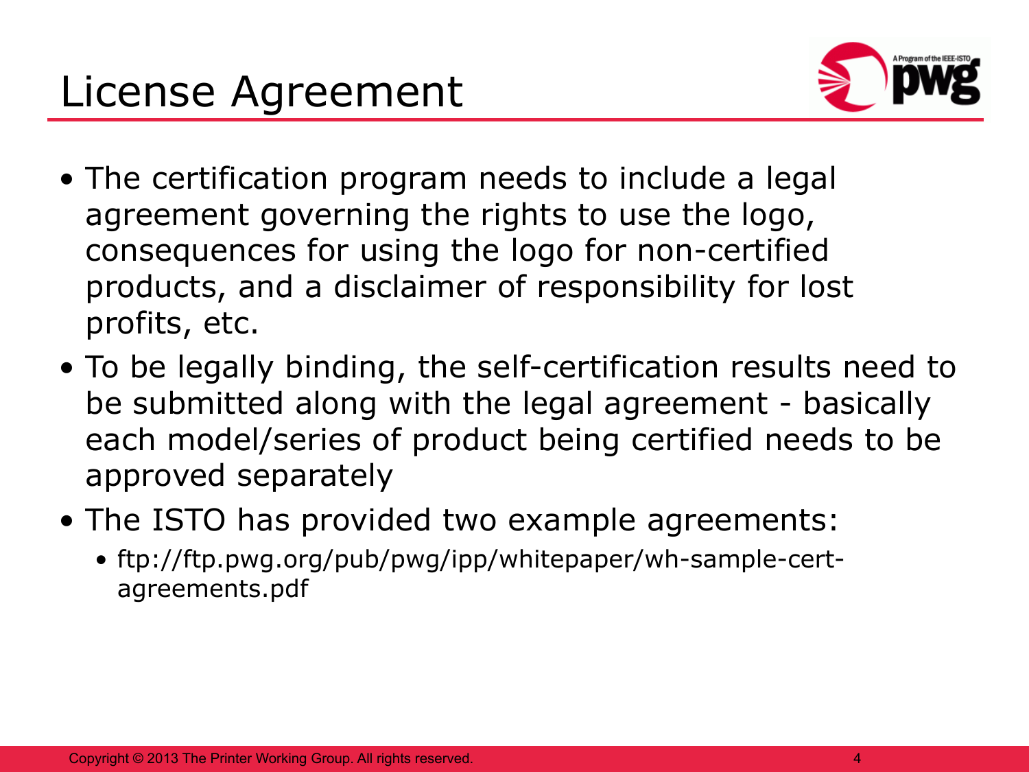# License Agreement

- The certification program needs to include a legal agreement governing the rights to use the logo, consequences for using the logo for non-certified products, and a disclaimer of responsibility for lost profits, etc.
- To be legally binding, the self-certification results need to be submitted along with the legal agreement - basically each model/series of product being certified needs to be approved separately
- The ISTO has provided two example agreements:
  - ftp://ftp.pwg.org/pub/pwg/ipp/whitepaper/wh-sample-cert-agreements.pdf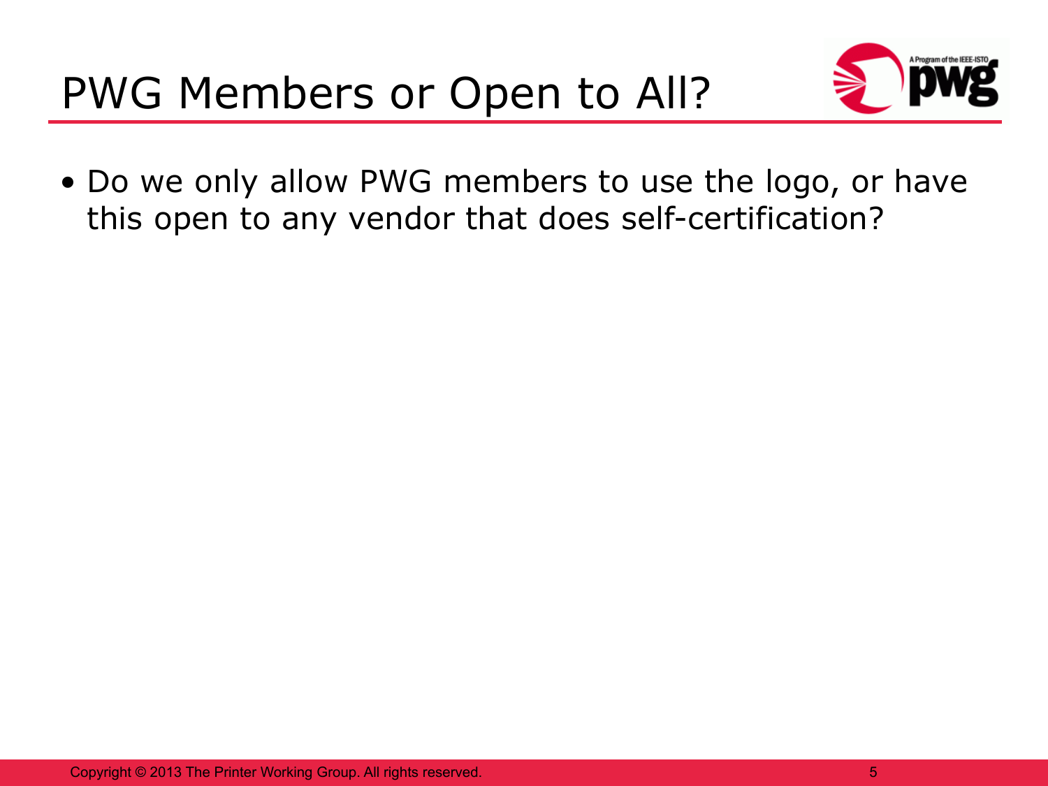# PWG Members or Open to All?

- Do we only allow PWG members to use the logo, or have this open to any vendor that does self-certification?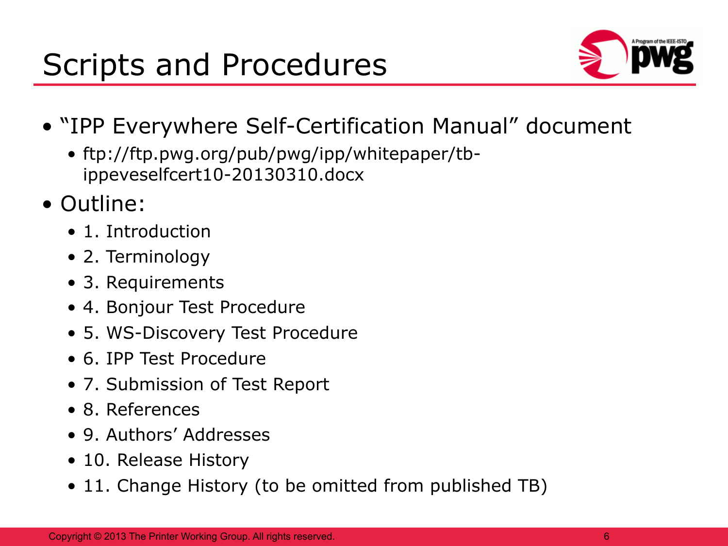# Scripts and Procedures

- "IPP Everywhere Self-Certification Manual" document
  - ftp://ftp.pwg.org/pub/pwg/ipp/whitepaper/tb-ippeveselfcert10-20130310.docx
- Outline:
  - 1. Introduction
  - 2. Terminology
  - 3. Requirements
  - 4. Bonjour Test Procedure
  - 5. WS-Discovery Test Procedure
  - 6. IPP Test Procedure
  - 7. Submission of Test Report
  - 8. References
  - 9. Authors' Addresses
  - 10. Release History
  - 11. Change History (to be omitted from published TB)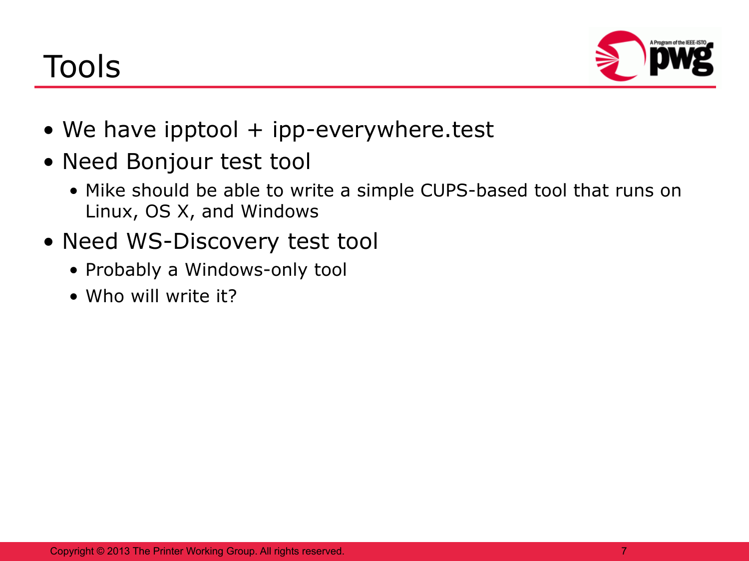# Tools

- We have ipptool + ipp-everywhere.test
- Need Bonjour test tool
  - Mike should be able to write a simple CUPS-based tool that runs on Linux, OS X, and Windows
- Need WS-Discovery test tool
  - Probably a Windows-only tool
  - Who will write it?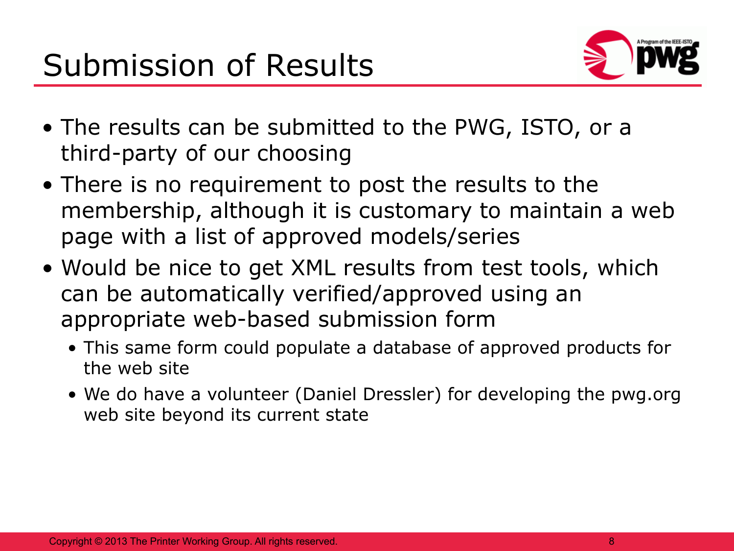# Submission of Results

- The results can be submitted to the PWG, ISTO, or a third-party of our choosing
- There is no requirement to post the results to the membership, although it is customary to maintain a web page with a list of approved models/series
- Would be nice to get XML results from test tools, which can be automatically verified/approved using an appropriate web-based submission form
  - This same form could populate a database of approved products for the web site
  - We do have a volunteer (Daniel Dressler) for developing the pwg.org web site beyond its current state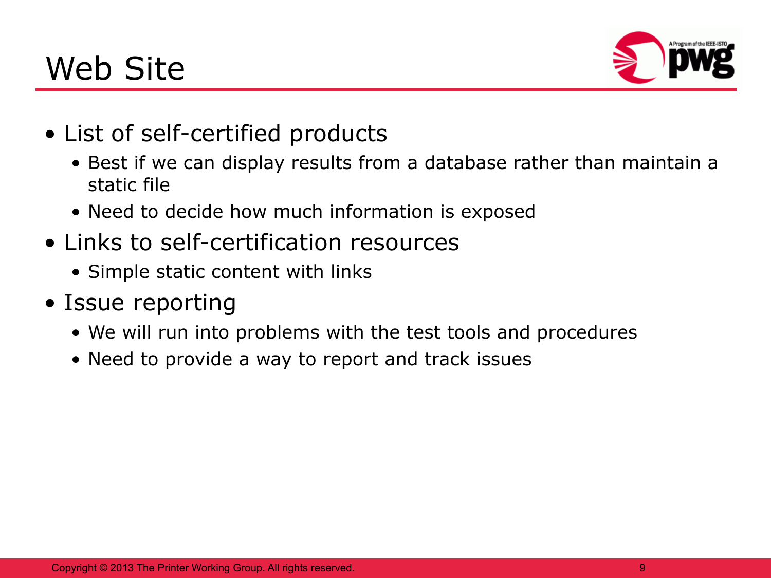# Web Site

- List of self-certified products
  - Best if we can display results from a database rather than maintain a static file
  - Need to decide how much information is exposed
- Links to self-certification resources
  - Simple static content with links
- Issue reporting
  - We will run into problems with the test tools and procedures
  - Need to provide a way to report and track issues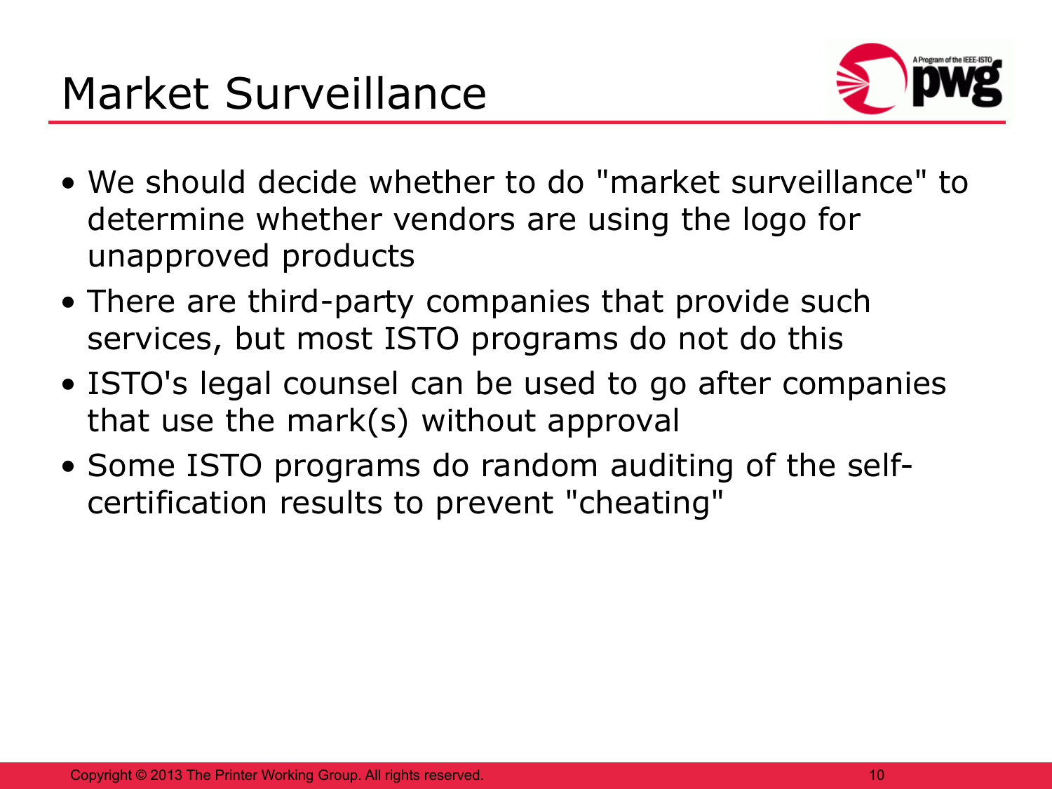# Market Surveillance

- We should decide whether to do "market surveillance" to determine whether vendors are using the logo for unapproved products
- There are third-party companies that provide such services, but most ISTO programs do not do this
- ISTO's legal counsel can be used to go after companies that use the mark(s) without approval
- Some ISTO programs do random auditing of the self-certification results to prevent "cheating"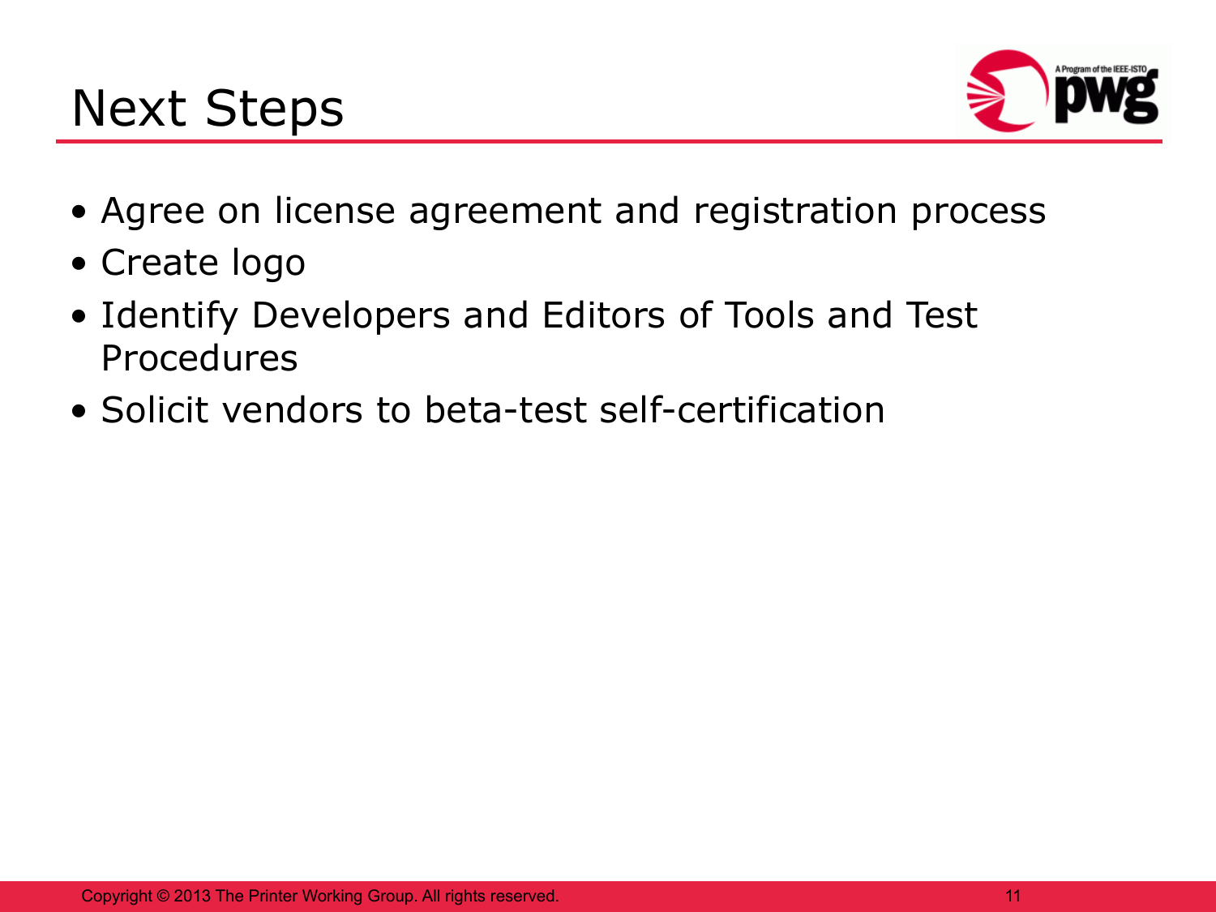# Next Steps

- Agree on license agreement and registration process
- Create logo
- Identify Developers and Editors of Tools and Test Procedures
- Solicit vendors to beta-test self-certification